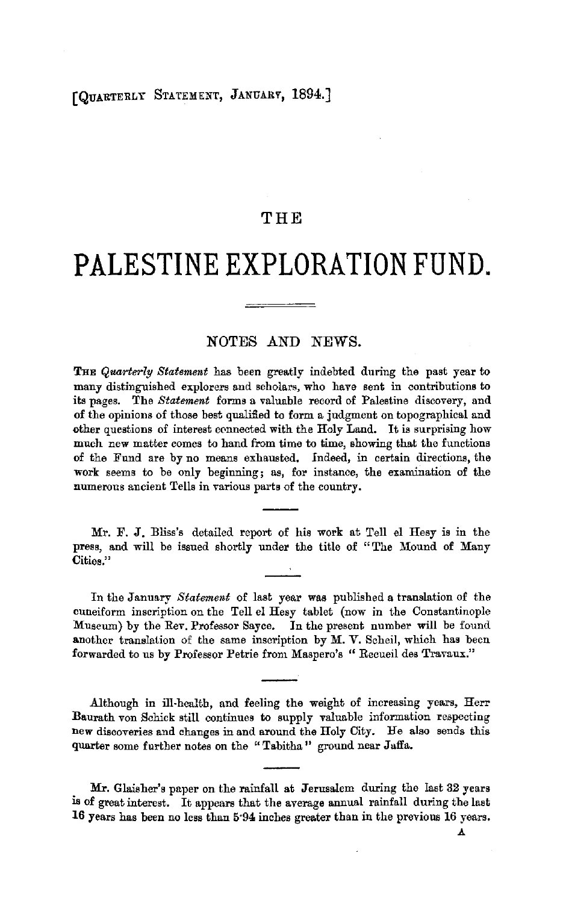[Quarterly Statement, January, 1894.]

# THE

# PALESTINE EXPLORATION FUND.

## NOTES AND NEWS.

The *Quarterly Statement* has been greatly indebted during the past year to many distinguished explorers and scholars, who have sent in contributions to its pages. The *Statement* forms a valuable record of Palestine discovery, and of the opinions of those best qualified to form a judgment on topographical and other questions of interest connected with the Holy Land. It is surprising how much new matter comes to hand from time to time, showing that the functions of the Fund are by no means exhausted. Indeed, in certain directions, the work seems to be only beginning; as, for instance, the examination of the numerous ancient Tells in various parts of the country.

---

Mr. F. J. Bliss's detailed report of his work at Tell el Hesy is in the press, and will be issued shortly under the title of "The Mound of Many Cities."

---

In the January *Statement* of last year was published a translation of the cuneiform inscription on the Tell el Hesy tablet (now in the Constantinople Museum) by the Rev. Professor Sayce. In the present number will be found another translation of the same inscription by M. V. Scheil, which has been forwarded to us by Professor Petrie from Maspero's "Recueil des Travaux."

---

Although in ill-health, and feeling the weight of increasing years, Herr Baurath von Schick still continues to supply valuable information respecting new discoveries and changes in and around the Holy City. He also sends this quarter some further notes on the "Tabitha" ground near Jaffa.

---

Mr. Glaisher's paper on the rainfall at Jerusalem during the last 32 years is of great interest. It appears that the average annual rainfall during the last 16 years has been no less than 5·94 inches greater than in the previous 16 years.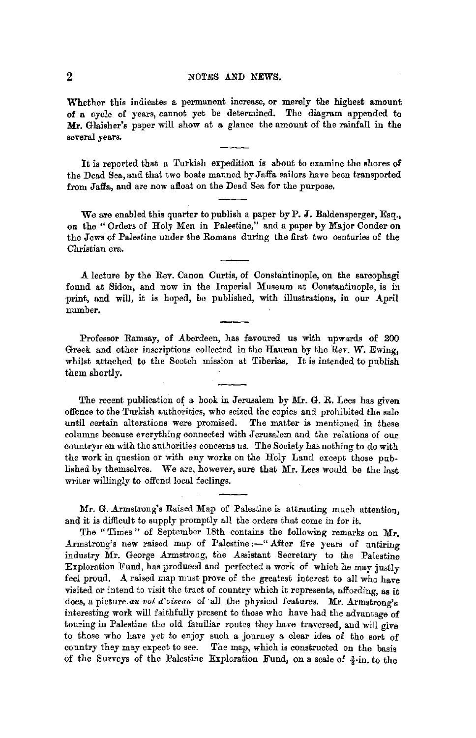Whether this indicates a permanent increase, or merely the highest amount of a cycle of years, cannot yet be determined. The diagram appended to Mr. Glaisher's paper will show at a glance the amount of the rainfall in the several years.

---

It is reported that a Turkish expedition is about to examine the shores of the Dead Sea, and that two boats manned by Jaffa sailors have been transported from Jaffa, and are now afloat on the Dead Sea for the purpose.

---

We are enabled this quarter to publish a paper by P. J. Baldensperger, Esq., on the "Orders of Holy Men in Palestine," and a paper by Major Conder on the Jews of Palestine under the Romans during the first two centuries of the Christian era.

---

A lecture by the Rev. Canon Curtis, of Constantinople, on the sarcophagi found at Sidon, and now in the Imperial Museum at Constantinople, is in print, and will, it is hoped, be published, with illustrations, in our April number.

---

Professor Ramsay, of Aberdeen, has favoured us with upwards of 200 Greek and other inscriptions collected in the Hauran by the Rev. W. Ewing, whilst attached to the Scotch mission at Tiberias. It is intended to publish them shortly.

---

The recent publication of a book in Jerusalem by Mr. G. R. Lees has given offence to the Turkish authorities, who seized the copies and prohibited the sale until certain alterations were promised. The matter is mentioned in these columns because everything connected with Jerusalem and the relations of our countrymen with the authorities concerns us. The Society has nothing to do with the work in question or with any works on the Holy Land except those published by themselves. We are, however, sure that Mr. Lees would be the last writer willingly to offend local feelings.

---

Mr. G. Armstrong's Raised Map of Palestine is attracting much attention, and it is difficult to supply promptly all the orders that come in for it.

The "Times" of September 18th contains the following remarks on Mr. Armstrong's new raised map of Palestine:—"After five years of untiring industry Mr. George Armstrong, the Assistant Secretary to the Palestine Exploration Fund, has produced and perfected a work of which he may justly feel proud. A raised map must prove of the greatest interest to all who have visited or intend to visit the tract of country which it represents, affording, as it does, a picture *au vol d'oiseau* of all the physical features. Mr. Armstrong's interesting work will faithfully present to those who have had the advantage of touring in Palestine the old familiar routes they have traversed, and will give to those who have yet to enjoy such a journey a clear idea of the sort of country they may expect to see. The map, which is constructed on the basis of the Surveys of the Palestine Exploration Fund, on a scale of ⅜-in. to the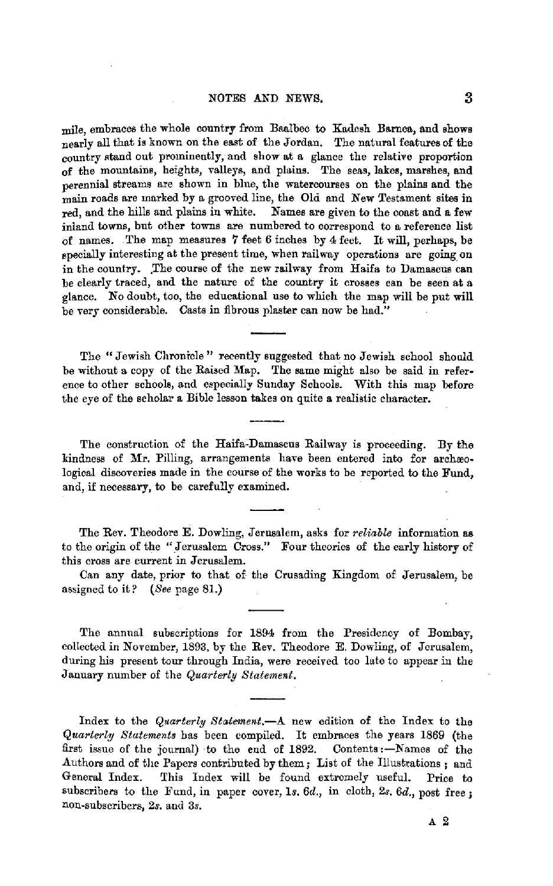mile, embraces the whole country from Baalbec to Kadesh Barnea, and shows nearly all that is known on the east of the Jordan. The natural features of the country stand out prominently, and show at a glance the relative proportion of the mountains, heights, valleys, and plains. The seas, lakes, marshes, and perennial streams are shown in blue, the watercourses on the plains and the main roads are marked by a grooved line, the Old and New Testament sites in red, and the hills and plains in white. Names are given to the coast and a few inland towns, but other towns are numbered to correspond to a reference list of names. The map measures 7 feet 6 inches by 4 feet. It will, perhaps, be specially interesting at the present time, when railway operations are going on in the country. The course of the new railway from Haifa to Damascus can be clearly traced, and the nature of the country it crosses can be seen at a glance. No doubt, too, the educational use to which the map will be put will be very considerable. Casts in fibrous plaster can now be had."

---

The "Jewish Chronicle" recently suggested that no Jewish school should be without a copy of the Raised Map. The same might also be said in reference to other schools, and especially Sunday Schools. With this map before the eye of the scholar a Bible lesson takes on quite a realistic character.

---

The construction of the Haifa-Damascus Railway is proceeding. By the kindness of Mr. Pilling, arrangements have been entered into for archæological discoveries made in the course of the works to be reported to the Fund, and, if necessary, to be carefully examined.

---

The Rev. Theodore E. Dowling, Jerusalem, asks for *reliable* information as to the origin of the "Jerusalem Cross." Four theories of the early history of this cross are current in Jerusalem.

Can any date, prior to that of the Crusading Kingdom of Jerusalem, be assigned to it? (*See* page 81.)

---

The annual subscriptions for 1894 from the Presidency of Bombay, collected in November, 1893, by the Rev. Theodore E. Dowling, of Jerusalem, during his present tour through India, were received too late to appear in the January number of the *Quarterly Statement*.

---

Index to the *Quarterly Statement*.—A new edition of the Index to the *Quarterly Statements* has been compiled. It embraces the years 1869 (the first issue of the journal) to the end of 1892. Contents:—Names of the Authors and of the Papers contributed by them; List of the Illustrations; and General Index. This Index will be found extremely useful. Price to subscribers to the Fund, in paper cover, 1s. 6d., in cloth, 2s. 6d., post free; non-subscribers, 2s. and 3s.

A 2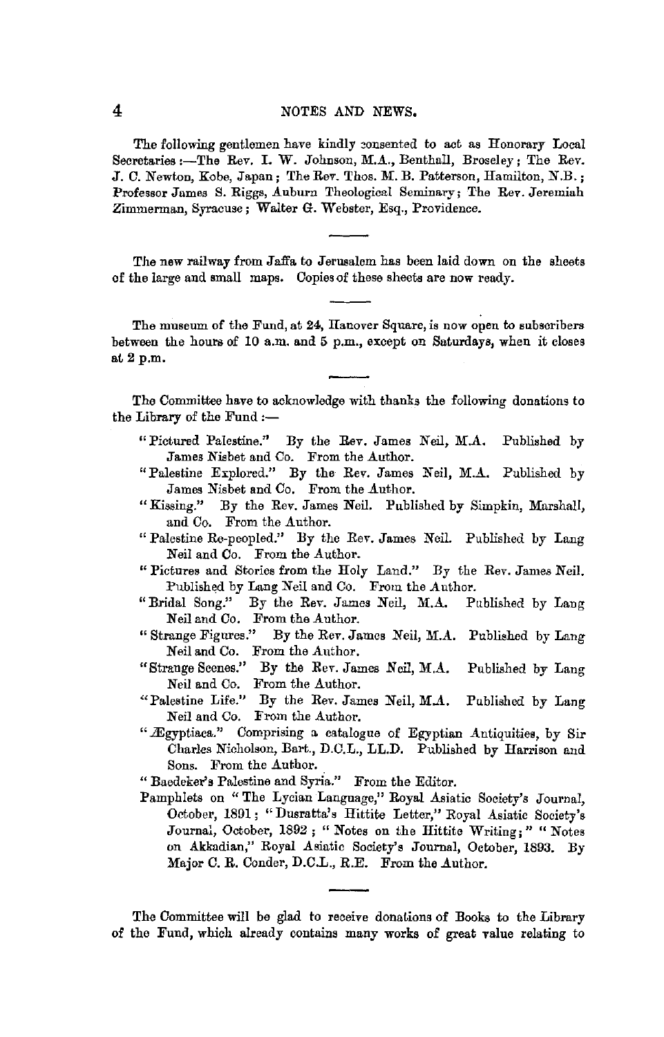The following gentlemen have kindly consented to act as Honorary Local Secretaries :—The Rev. I. W. Johnson, M.A., Benthall, Broseley; The Rev. J. C. Newton, Kobe, Japan; The Rev. Thos. M. B. Patterson, Hamilton, N.B.; Professor James S. Riggs, Auburn Theological Seminary; The Rev. Jeremiah Zimmerman, Syracuse; Walter G. Webster, Esq., Providence.

---

The new railway from Jaffa to Jerusalem has been laid down on the sheets of the large and small maps. Copies of these sheets are now ready.

---

The museum of the Fund, at 24, Hanover Square, is now open to subscribers between the hours of 10 a.m. and 5 p.m., except on Saturdays, when it closes at 2 p.m.

---

The Committee have to acknowledge with thanks the following donations to the Library of the Fund :—

"Pictured Palestine." By the Rev. James Neil, M.A. Published by James Nisbet and Co. From the Author.

"Palestine Explored." By the Rev. James Neil, M.A. Published by James Nisbet and Co. From the Author.

"Kissing." By the Rev. James Neil. Published by Simpkin, Marshall, and Co. From the Author.

"Palestine Re-peopled." By the Rev. James Neil. Published by Lang Neil and Co. From the Author.

"Pictures and Stories from the Holy Land." By the Rev. James Neil. Published by Lang Neil and Co. From the Author.

"Bridal Song." By the Rev. James Neil, M.A. Published by Lang Neil and Co. From the Author.

"Strange Figures." By the Rev. James Neil, M.A. Published by Lang Neil and Co. From the Author.

"Strange Scenes." By the Rev. James Neil, M.A. Published by Lang Neil and Co. From the Author.

"Palestine Life." By the Rev. James Neil, M.A. Published by Lang Neil and Co. From the Author.

"Ægyptiaca." Comprising a catalogue of Egyptian Antiquities, by Sir Charles Nicholson, Bart., D.C.L., LL.D. Published by Harrison and Sons. From the Author.

"Baedeker's Palestine and Syria." From the Editor.

Pamphlets on "The Lycian Language," Royal Asiatic Society's Journal, October, 1891; "Dusratta's Hittite Letter," Royal Asiatic Society's Journal, October, 1892; "Notes on the Hittite Writing;" "Notes on Akkadian," Royal Asiatic Society's Journal, October, 1893. By Major C. R. Conder, D.C.L., R.E. From the Author.

---

The Committee will be glad to receive donations of Books to the Library of the Fund, which already contains many works of great value relating to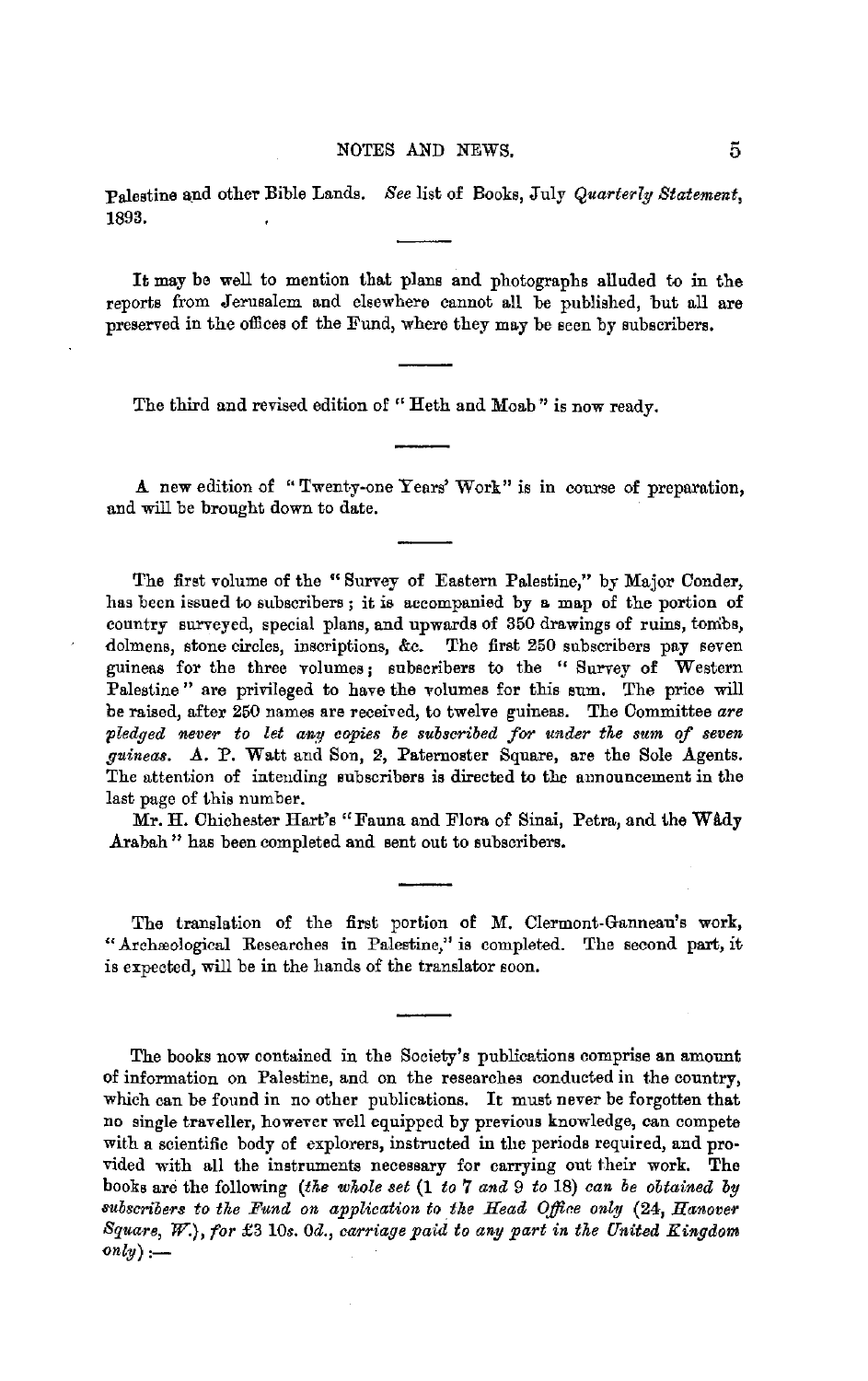Palestine and other Bible Lands. *See* list of Books, July *Quarterly Statement*, 1893.

---

It may be well to mention that plans and photographs alluded to in the reports from Jerusalem and elsewhere cannot all be published, but all are preserved in the offices of the Fund, where they may be seen by subscribers.

---

The third and revised edition of "Heth and Moab" is now ready.

---

A new edition of "Twenty-one Years' Work" is in course of preparation, and will be brought down to date.

---

The first volume of the "Survey of Eastern Palestine," by Major Conder, has been issued to subscribers; it is accompanied by a map of the portion of country surveyed, special plans, and upwards of 350 drawings of ruins, tombs, dolmens, stone circles, inscriptions, &c. The first 250 subscribers pay seven guineas for the three volumes; subscribers to the "Survey of Western Palestine" are privileged to have the volumes for this sum. The price will be raised, after 250 names are received, to twelve guineas. The Committee *are pledged never to let any copies be subscribed for under the sum of seven guineas.* A. P. Watt and Son, 2, Paternoster Square, are the Sole Agents. The attention of intending subscribers is directed to the announcement in the last page of this number.

Mr. H. Chichester Hart's "Fauna and Flora of Sinai, Petra, and the Wâdy Arabah" has been completed and sent out to subscribers.

---

The translation of the first portion of M. Clermont-Ganneau's work, "Archæological Researches in Palestine," is completed. The second part, it is expected, will be in the hands of the translator soon.

---

The books now contained in the Society's publications comprise an amount of information on Palestine, and on the researches conducted in the country, which can be found in no other publications. It must never be forgotten that no single traveller, however well equipped by previous knowledge, can compete with a scientific body of explorers, instructed in the periods required, and provided with all the instruments necessary for carrying out their work. The books are the following (*the whole set* (1 *to* 7 *and* 9 *to* 18) *can be obtained by subscribers to the Fund on application to the Head Office only* (24, *Hanover Square, W.*), *for* £3 10*s.* 0*d.*, *carriage paid to any part in the United Kingdom only*) :—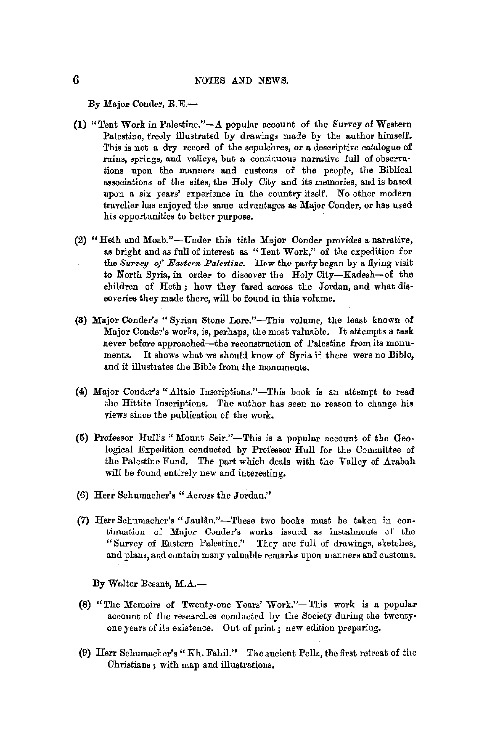By Major Conder, R.E.—

(1) "Tent Work in Palestine."—A popular account of the Survey of Western Palestine, freely illustrated by drawings made by the author himself. This is not a dry record of the sepulchres, or a descriptive catalogue of ruins, springs, and valleys, but a continuous narrative full of observations upon the manners and customs of the people, the Biblical associations of the sites, the Holy City and its memories, and is based upon a six years' experience in the country itself. No other modern traveller has enjoyed the same advantages as Major Conder, or has used his opportunities to better purpose.

(2) "Heth and Moab."—Under this title Major Conder provides a narrative, as bright and as full of interest as "Tent Work," of the expedition for the *Survey of Eastern Palestine*. How the party began by a flying visit to North Syria, in order to discover the Holy City—Kadesh—of the children of Heth; how they fared across the Jordan, and what discoveries they made there, will be found in this volume.

(3) Major Conder's "Syrian Stone Lore."—This volume, the least known of Major Conder's works, is, perhaps, the most valuable. It attempts a task never before approached—the reconstruction of Palestine from its monuments. It shows what we should know of Syria if there were no Bible, and it illustrates the Bible from the monuments.

(4) Major Conder's "Altaic Inscriptions."—This book is an attempt to read the Hittite Inscriptions. The author has seen no reason to change his views since the publication of the work.

(5) Professor Hull's "Mount Seir."—This is a popular account of the Geological Expedition conducted by Professor Hull for the Committee of the Palestine Fund. The part which deals with the Valley of Arabah will be found entirely new and interesting.

(6) Herr Schumacher's "Across the Jordan."

(7) Herr Schumacher's "Jaulân."—These two books must be taken in continuation of Major Conder's works issued as instalments of the "Survey of Eastern Palestine." They are full of drawings, sketches, and plans, and contain many valuable remarks upon manners and customs.

By Walter Besant, M.A.—

(8) "The Memoirs of Twenty-one Years' Work."—This work is a popular account of the researches conducted by the Society during the twenty-one years of its existence. Out of print; new edition preparing.

(9) Herr Schumacher's "Kh. Fahil." The ancient Pella, the first retreat of the Christians; with map and illustrations.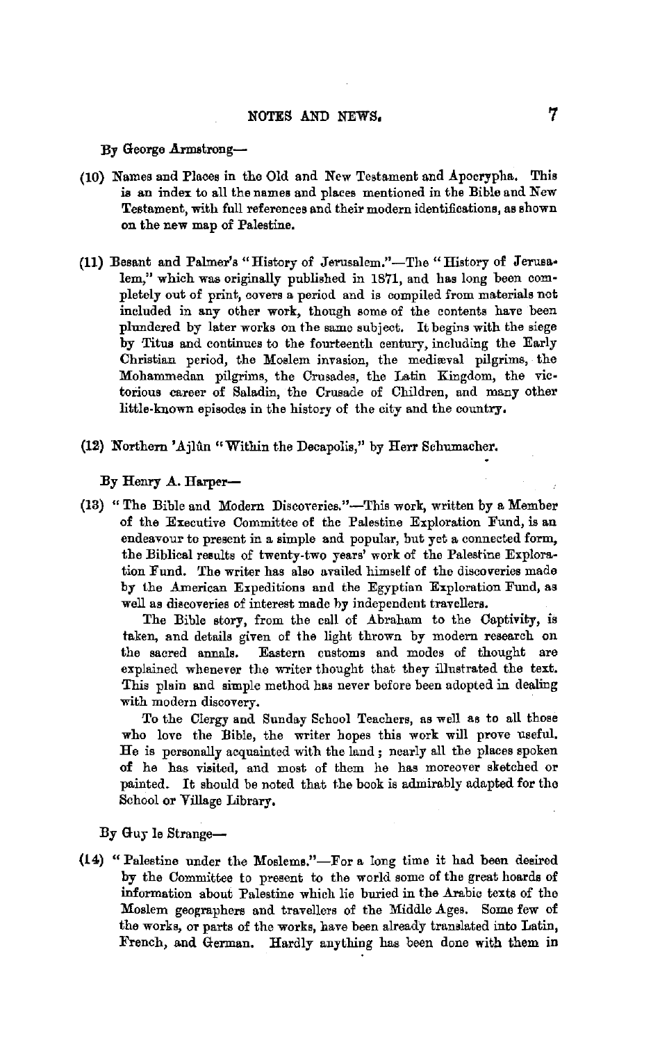By George Armstrong—

(10) Names and Places in the Old and New Testament and Apocrypha. This is an index to all the names and places mentioned in the Bible and New Testament, with full references and their modern identifications, as shown on the new map of Palestine.

(11) Besant and Palmer's "History of Jerusalem."—The "History of Jerusalem," which was originally published in 1871, and has long been completely out of print, covers a period and is compiled from materials not included in any other work, though some of the contents have been plundered by later works on the same subject. It begins with the siege by Titus and continues to the fourteenth century, including the Early Christian period, the Moslem invasion, the mediæval pilgrims, the Mohammedan pilgrims, the Crusades, the Latin Kingdom, the victorious career of Saladin, the Crusade of Children, and many other little-known episodes in the history of the city and the country.

(12) Northern 'Ajlûn "Within the Decapolis," by Herr Schumacher.

By Henry A. Harper—

(13) "The Bible and Modern Discoveries."—This work, written by a Member of the Executive Committee of the Palestine Exploration Fund, is an endeavour to present in a simple and popular, but yet a connected form, the Biblical results of twenty-two years' work of the Palestine Exploration Fund. The writer has also availed himself of the discoveries made by the American Expeditions and the Egyptian Exploration Fund, as well as discoveries of interest made by independent travellers.

The Bible story, from the call of Abraham to the Captivity, is taken, and details given of the light thrown by modern research on the sacred annals. Eastern customs and modes of thought are explained whenever the writer thought that they illustrated the text. This plain and simple method has never before been adopted in dealing with modern discovery.

To the Clergy and Sunday School Teachers, as well as to all those who love the Bible, the writer hopes this work will prove useful. He is personally acquainted with the land; nearly all the places spoken of he has visited, and most of them he has moreover sketched or painted. It should be noted that the book is admirably adapted for the School or Village Library.

By Guy le Strange—

(14) "Palestine under the Moslems."—For a long time it had been desired by the Committee to present to the world some of the great hoards of information about Palestine which lie buried in the Arabic texts of the Moslem geographers and travellers of the Middle Ages. Some few of the works, or parts of the works, have been already translated into Latin, French, and German. Hardly anything has been done with them in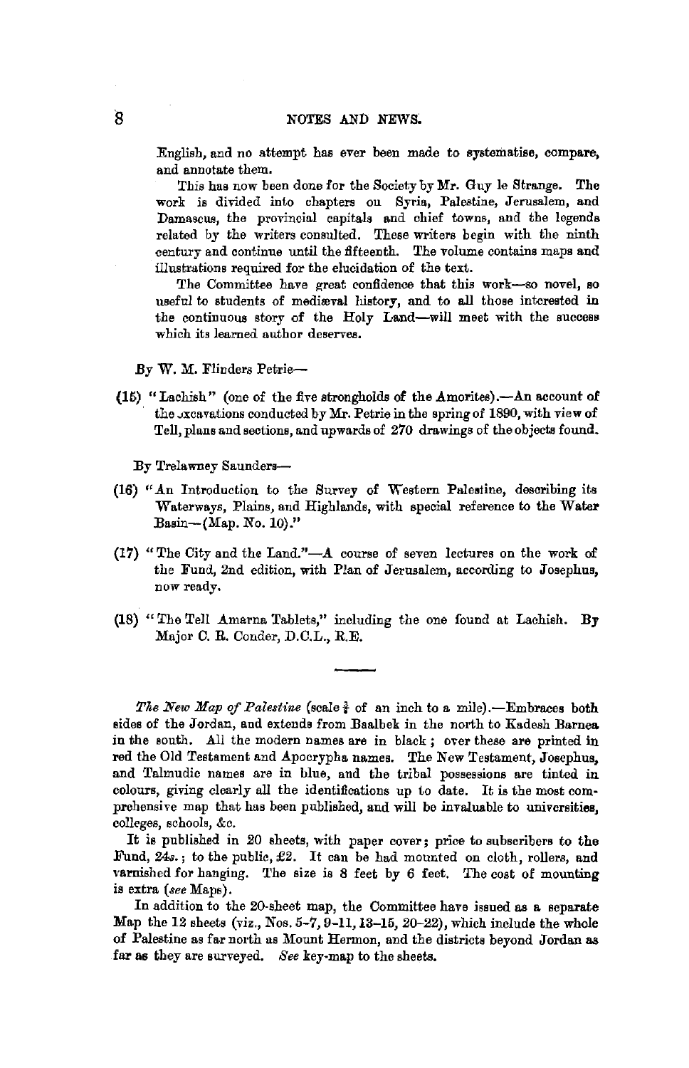English, and no attempt has ever been made to systematise, compare, and annotate them.

This has now been done for the Society by Mr. Guy le Strange. The work is divided into chapters on Syria, Palestine, Jerusalem, and Damascus, the provincial capitals and chief towns, and the legends related by the writers consulted. These writers begin with the ninth century and continue until the fifteenth. The volume contains maps and illustrations required for the elucidation of the text.

The Committee have great confidence that this work—so novel, so useful to students of mediæval history, and to all those interested in the continuous story of the Holy Land—will meet with the success which its learned author deserves.

By W. M. Flinders Petrie—

(15) "Lachish" (one of the five strongholds of the Amorites).—An account of the excavations conducted by Mr. Petrie in the spring of 1890, with view of Tell, plans and sections, and upwards of 270 drawings of the objects found.

By Trelawney Saunders—

(16) "An Introduction to the Survey of Western Palestine, describing its Waterways, Plains, and Highlands, with special reference to the Water Basin—(Map. No. 10)."

(17) "The City and the Land."—A course of seven lectures on the work of the Fund, 2nd edition, with Plan of Jerusalem, according to Josephus, now ready.

(18) "The Tell Amarna Tablets," including the one found at Lachish. By Major C. R. Conder, D.C.L., R.E.

---

*The New Map of Palestine* (scale $\frac{3}{8}$ of an inch to a mile).—Embraces both sides of the Jordan, and extends from Baalbek in the north to Kadesh Barnea in the south. All the modern names are in black; over these are printed in red the Old Testament and Apocrypha names. The New Testament, Josephus, and Talmudic names are in blue, and the tribal possessions are tinted in colours, giving clearly all the identifications up to date. It is the most comprehensive map that has been published, and will be invaluable to universities, colleges, schools, &c.

It is published in 20 sheets, with paper cover; price to subscribers to the Fund, 24*s.*; to the public, £2. It can be had mounted on cloth, rollers, and varnished for hanging. The size is 8 feet by 6 feet. The cost of mounting is extra (*see* Maps).

In addition to the 20-sheet map, the Committee have issued as a separate Map the 12 sheets (viz., Nos. 5–7, 9–11, 13–15, 20–22), which include the whole of Palestine as far north as Mount Hermon, and the districts beyond Jordan as far as they are surveyed. *See* key-map to the sheets.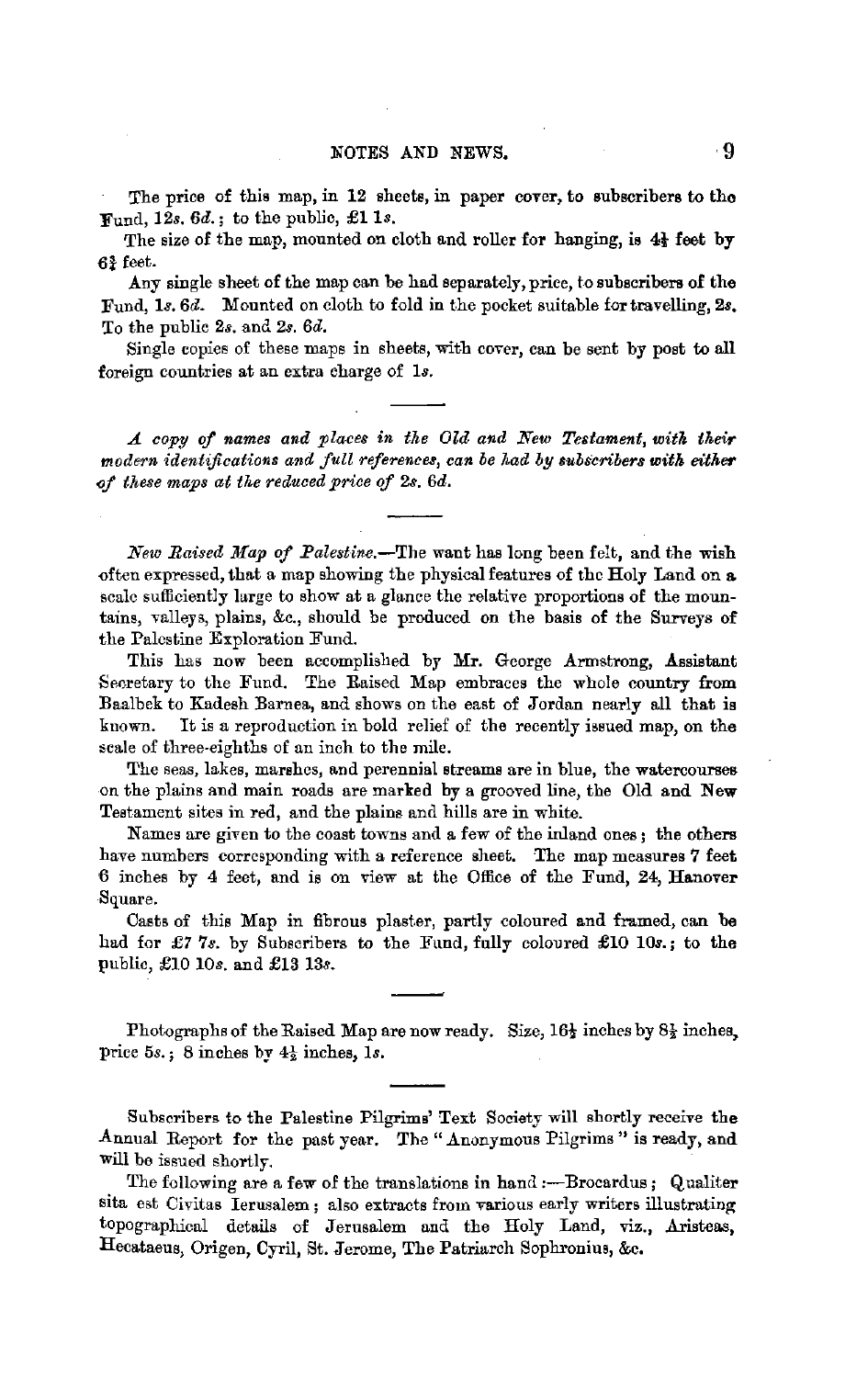The price of this map, in 12 sheets, in paper cover, to subscribers to the Fund, 12*s*. 6*d*.; to the public, £1 1*s*.

The size of the map, mounted on cloth and roller for hanging, is 4½ feet by 6¾ feet.

Any single sheet of the map can be had separately, price, to subscribers of the Fund, 1*s*. 6*d*. Mounted on cloth to fold in the pocket suitable for travelling, 2*s*. To the public 2*s*. and 2*s*. 6*d*.

Single copies of these maps in sheets, with cover, can be sent by post to all foreign countries at an extra charge of 1*s*.

---

*A copy of names and places in the Old and New Testament, with their modern identifications and full references, can be had by subscribers with either of these maps at the reduced price of 2s. 6d.*

---

*New Raised Map of Palestine.*—The want has long been felt, and the wish often expressed, that a map showing the physical features of the Holy Land on a scale sufficiently large to show at a glance the relative proportions of the mountains, valleys, plains, &c., should be produced on the basis of the Surveys of the Palestine Exploration Fund.

This has now been accomplished by Mr. George Armstrong, Assistant Secretary to the Fund. The Raised Map embraces the whole country from Baalbek to Kadesh Barnea, and shows on the east of Jordan nearly all that is known. It is a reproduction in bold relief of the recently issued map, on the scale of three-eighths of an inch to the mile.

The seas, lakes, marshes, and perennial streams are in blue, the watercourses on the plains and main roads are marked by a grooved line, the Old and New Testament sites in red, and the plains and hills are in white.

Names are given to the coast towns and a few of the inland ones; the others have numbers corresponding with a reference sheet. The map measures 7 feet 6 inches by 4 feet, and is on view at the Office of the Fund, 24, Hanover Square.

Casts of this Map in fibrous plaster, partly coloured and framed, can be had for £7 7*s*. by Subscribers to the Fund, fully coloured £10 10*s*.; to the public, £10 10*s*. and £13 13*s*.

---

Photographs of the Raised Map are now ready. Size, 16½ inches by 8½ inches, price 5*s*.; 8 inches by 4½ inches, 1*s*.

---

Subscribers to the Palestine Pilgrims' Text Society will shortly receive the Annual Report for the past year. The "Anonymous Pilgrims" is ready, and will be issued shortly.

The following are a few of the translations in hand:—Brocardus; Qualiter sita est Civitas Ierusalem; also extracts from various early writers illustrating topographical details of Jerusalem and the Holy Land, viz., Aristeas, Hecataeus, Origen, Cyril, St. Jerome, The Patriarch Sophronius, &c.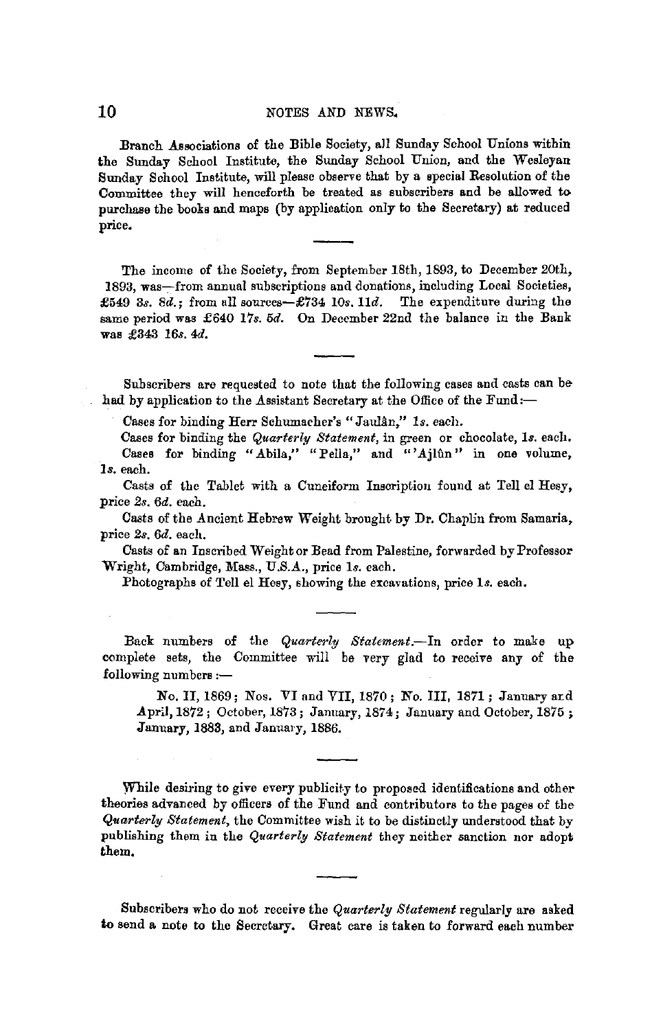Branch Associations of the Bible Society, all Sunday School Unions within the Sunday School Institute, the Sunday School Union, and the Wesleyan Sunday School Institute, will please observe that by a special Resolution of the Committee they will henceforth be treated as subscribers and be allowed to purchase the books and maps (by application only to the Secretary) at reduced price.

---

The income of the Society, from September 18th, 1893, to December 20th, 1893, was—from annual subscriptions and donations, including Local Societies, £549 3*s.* 8*d.*; from all sources—£734 10*s.* 11*d.* The expenditure during the same period was £640 17*s.* 5*d.* On December 22nd the balance in the Bank was £343 16*s.* 4*d.*

---

Subscribers are requested to note that the following cases and casts can be had by application to the Assistant Secretary at the Office of the Fund:—

Cases for binding Herr Schumacher's "Jaulân," 1*s.* each.

Cases for binding the *Quarterly Statement*, in green or chocolate, 1*s.* each.

Cases for binding "Abila," "Pella," and "'Ajlûn" in one volume, 1*s.* each.

Casts of the Tablet with a Cuneiform Inscription found at Tell el Hesy, price 2*s.* 6*d.* each.

Casts of the Ancient Hebrew Weight brought by Dr. Chaplin from Samaria, price 2*s.* 6*d.* each.

Casts of an Inscribed Weight or Bead from Palestine, forwarded by Professor Wright, Cambridge, Mass., U.S.A., price 1*s.* each.

Photographs of Tell el Hesy, showing the excavations, price 1*s.* each.

---

Back numbers of the *Quarterly Statement*.—In order to make up complete sets, the Committee will be very glad to receive any of the following numbers:—

No. II, 1869; Nos. VI and VII, 1870; No. III, 1871; January and April, 1872; October, 1873; January, 1874; January and October, 1875; January, 1883, and January, 1886.

---

While desiring to give every publicity to proposed identifications and other theories advanced by officers of the Fund and contributors to the pages of the *Quarterly Statement*, the Committee wish it to be distinctly understood that by publishing them in the *Quarterly Statement* they neither sanction nor adopt them.

---

Subscribers who do not receive the *Quarterly Statement* regularly are asked to send a note to the Secretary. Great care is taken to forward each number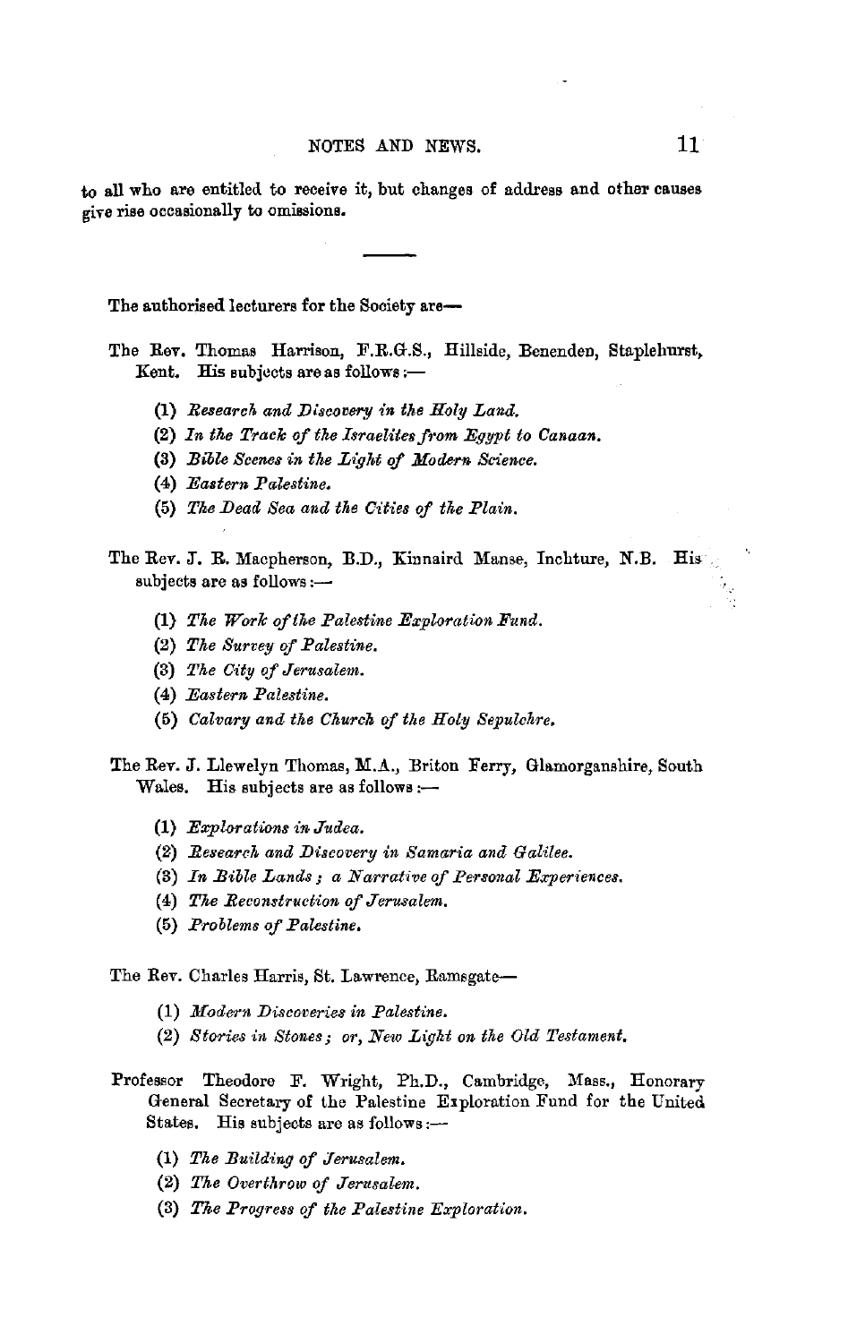to all who are entitled to receive it, but changes of address and other causes give rise occasionally to omissions.

---

The authorised lecturers for the Society are—

The Rev. Thomas Harrison, F.R.G.S., Hillside, Benenden, Staplehurst, Kent. His subjects are as follows:—

(1) *Research and Discovery in the Holy Land.*
(2) *In the Track of the Israelites from Egypt to Canaan.*
(3) *Bible Scenes in the Light of Modern Science.*
(4) *Eastern Palestine.*
(5) *The Dead Sea and the Cities of the Plain.*

The Rev. J. R. Macpherson, B.D., Kinnaird Manse, Inchture, N.B. His subjects are as follows:—

(1) *The Work of the Palestine Exploration Fund.*
(2) *The Survey of Palestine.*
(3) *The City of Jerusalem.*
(4) *Eastern Palestine.*
(5) *Calvary and the Church of the Holy Sepulchre.*

The Rev. J. Llewelyn Thomas, M.A., Briton Ferry, Glamorganshire, South Wales. His subjects are as follows:—

(1) *Explorations in Judea.*
(2) *Research and Discovery in Samaria and Galilee.*
(3) *In Bible Lands; a Narrative of Personal Experiences.*
(4) *The Reconstruction of Jerusalem.*
(5) *Problems of Palestine.*

The Rev. Charles Harris, St. Lawrence, Ramsgate—

(1) *Modern Discoveries in Palestine.*
(2) *Stories in Stones; or, New Light on the Old Testament.*

Professor Theodore F. Wright, Ph.D., Cambridge, Mass., Honorary General Secretary of the Palestine Exploration Fund for the United States. His subjects are as follows:—

(1) *The Building of Jerusalem.*
(2) *The Overthrow of Jerusalem.*
(3) *The Progress of the Palestine Exploration.*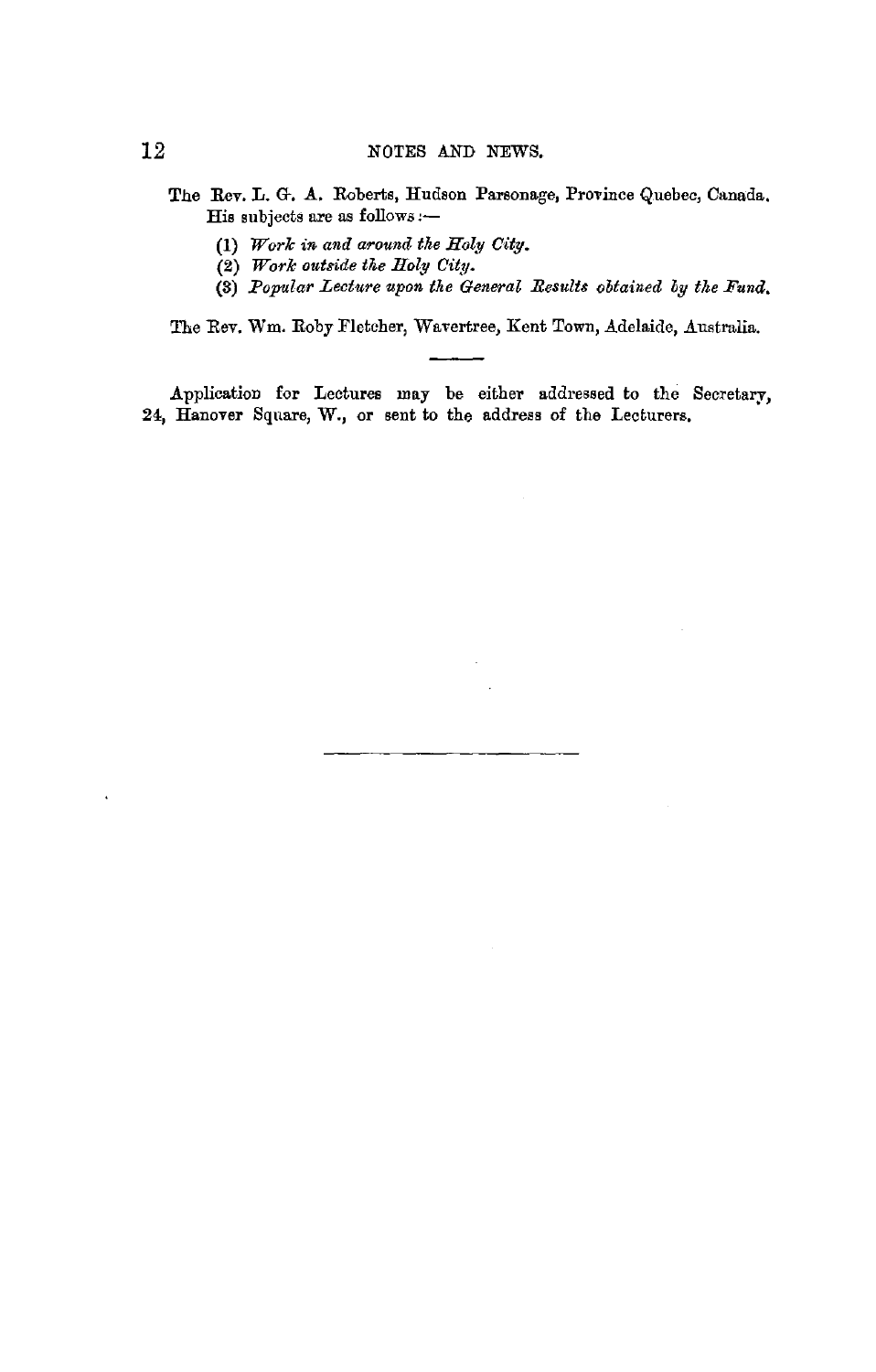The Rev. L. G. A. Roberts, Hudson Parsonage, Province Quebec, Canada. His subjects are as follows:—

(1) *Work in and around the Holy City.*
(2) *Work outside the Holy City.*
(3) *Popular Lecture upon the General Results obtained by the Fund.*

The Rev. Wm. Roby Fletcher, Wavertree, Kent Town, Adelaide, Australia.

---

Application for Lectures may be either addressed to the Secretary, 24, Hanover Square, W., or sent to the address of the Lecturers.